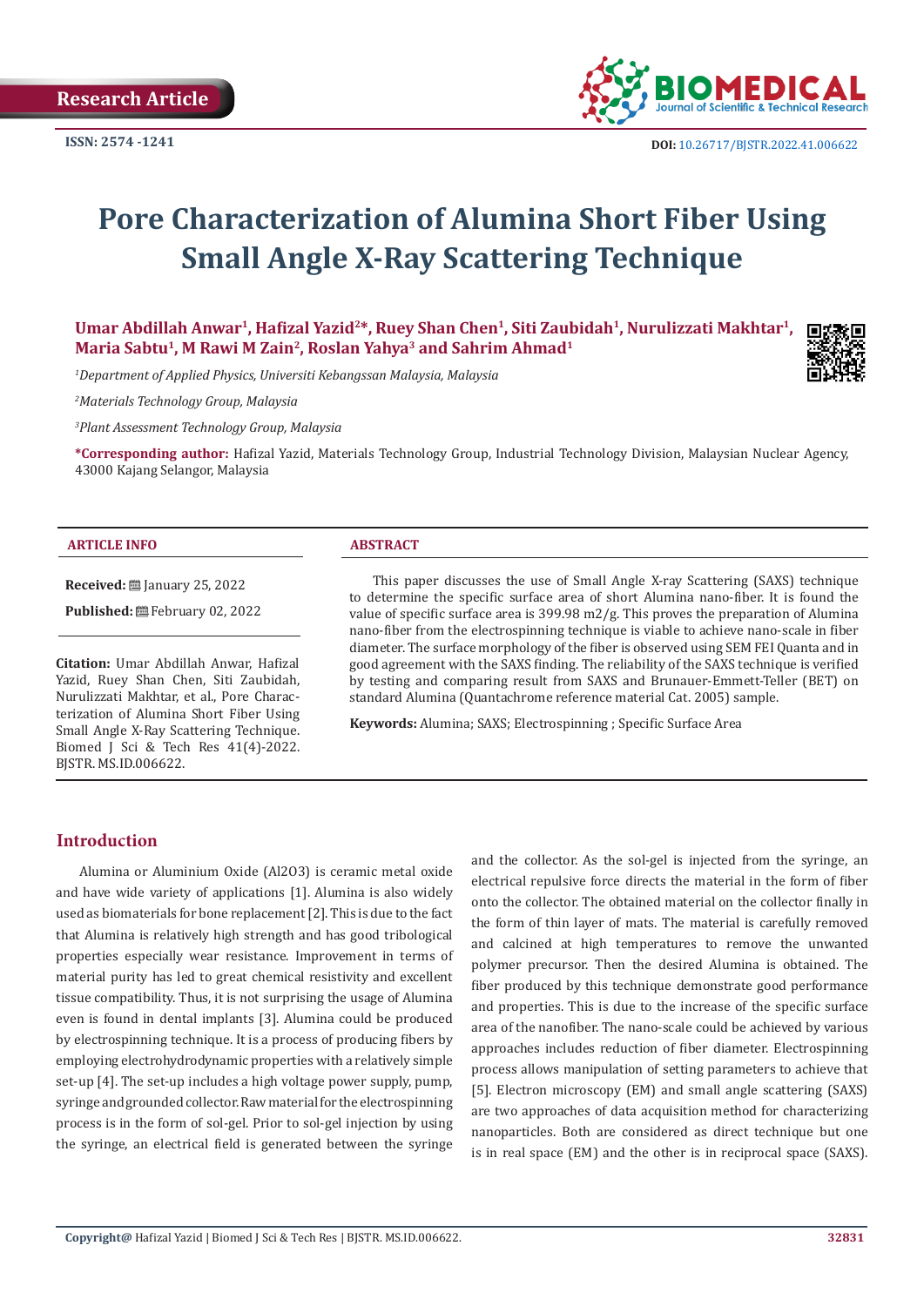Research Article

ISSN: 2574 -1241

DOI: 10.26717/BJSTR.2022.41.006622

# Pore Characterization of Alumina Short Fiber Using Small Angle X-Ray Scattering Technique

**Umar Abdillah Anwar[1], Hafizal Yazid[2]*, Ruey Shan Chen[1], Siti Zaubidah[1], Nurulizzati Makhtar[1], Maria Sabtu[1], M Rawi M Zain[2], Roslan Yahya[3] and Sahrim Ahmad[1]**

*[1]Department of Applied Physics, Universiti Kebangssan Malaysia, Malaysia*

*[2]Materials Technology Group, Malaysia*

*[3]Plant Assessment Technology Group, Malaysia*

**\*Corresponding author:** Hafizal Yazid, Materials Technology Group, Industrial Technology Division, Malaysian Nuclear Agency, 43000 Kajang Selangor, Malaysia

## ARTICLE INFO

**Received:** January 25, 2022

**Published:** February 02, 2022

**Citation:** Umar Abdillah Anwar, Hafizal Yazid, Ruey Shan Chen, Siti Zaubidah, Nurulizzati Makhtar, et al., Pore Characterization of Alumina Short Fiber Using Small Angle X-Ray Scattering Technique. Biomed J Sci & Tech Res 41(4)-2022. BJSTR. MS.ID.006622.

## ABSTRACT

This paper discusses the use of Small Angle X-ray Scattering (SAXS) technique to determine the specific surface area of short Alumina nano-fiber. It is found the value of specific surface area is 399.98 m2/g. This proves the preparation of Alumina nano-fiber from the electrospinning technique is viable to achieve nano-scale in fiber diameter. The surface morphology of the fiber is observed using SEM FEI Quanta and in good agreement with the SAXS finding. The reliability of the SAXS technique is verified by testing and comparing result from SAXS and Brunauer-Emmett-Teller (BET) on standard Alumina (Quantachrome reference material Cat. 2005) sample.

**Keywords:** Alumina; SAXS; Electrospinning ; Specific Surface Area

## Introduction

Alumina or Aluminium Oxide ($Al_2O_3$) is ceramic metal oxide and have wide variety of applications [1]. Alumina is also widely used as biomaterials for bone replacement [2]. This is due to the fact that Alumina is relatively high strength and has good tribological properties especially wear resistance. Improvement in terms of material purity has led to great chemical resistivity and excellent tissue compatibility. Thus, it is not surprising the usage of Alumina even is found in dental implants [3]. Alumina could be produced by electrospinning technique. It is a process of producing fibers by employing electrohydrodynamic properties with a relatively simple set-up [4]. The set-up includes a high voltage power supply, pump, syringe and grounded collector. Raw material for the electrospinning process is in the form of sol-gel. Prior to sol-gel injection by using the syringe, an electrical field is generated between the syringe and the collector. As the sol-gel is injected from the syringe, an electrical repulsive force directs the material in the form of fiber onto the collector. The obtained material on the collector finally in the form of thin layer of mats. The material is carefully removed and calcined at high temperatures to remove the unwanted polymer precursor. Then the desired Alumina is obtained. The fiber produced by this technique demonstrate good performance and properties. This is due to the increase of the specific surface area of the nanofiber. The nano-scale could be achieved by various approaches includes reduction of fiber diameter. Electrospinning process allows manipulation of setting parameters to achieve that [5]. Electron microscopy (EM) and small angle scattering (SAXS) are two approaches of data acquisition method for characterizing nanoparticles. Both are considered as direct technique but one is in real space (EM) and the other is in reciprocal space (SAXS).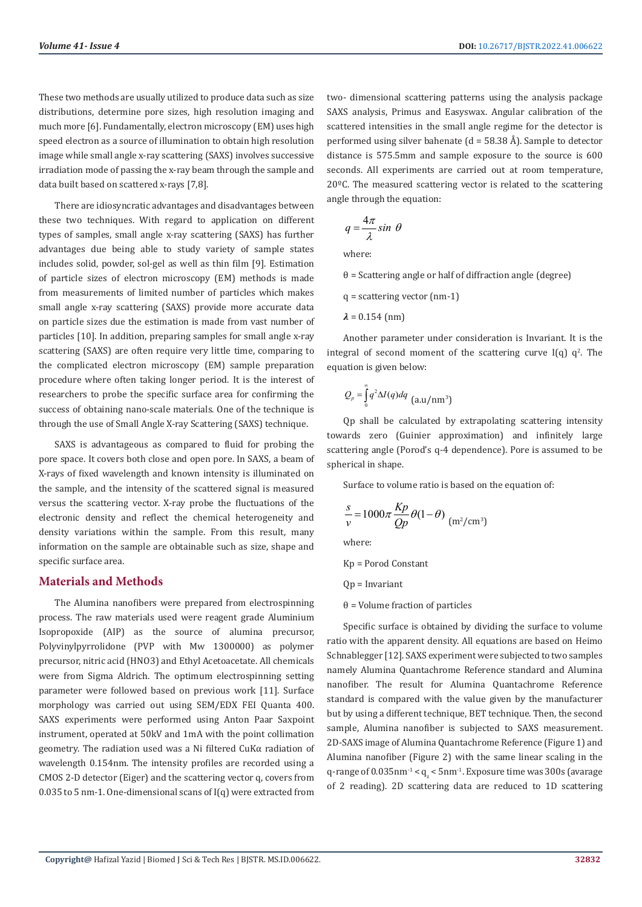These two methods are usually utilized to produce data such as size distributions, determine pore sizes, high resolution imaging and much more [6]. Fundamentally, electron microscopy (EM) uses high speed electron as a source of illumination to obtain high resolution image while small angle x-ray scattering (SAXS) involves successive irradiation mode of passing the x-ray beam through the sample and data built based on scattered x-rays [7,8].

There are idiosyncratic advantages and disadvantages between these two techniques. With regard to application on different types of samples, small angle x-ray scattering (SAXS) has further advantages due being able to study variety of sample states includes solid, powder, sol-gel as well as thin film [9]. Estimation of particle sizes of electron microscopy (EM) methods is made from measurements of limited number of particles which makes small angle x-ray scattering (SAXS) provide more accurate data on particle sizes due the estimation is made from vast number of particles [10]. In addition, preparing samples for small angle x-ray scattering (SAXS) are often require very little time, comparing to the complicated electron microscopy (EM) sample preparation procedure where often taking longer period. It is the interest of researchers to probe the specific surface area for confirming the success of obtaining nano-scale materials. One of the technique is through the use of Small Angle X-ray Scattering (SAXS) technique.

SAXS is advantageous as compared to fluid for probing the pore space. It covers both close and open pore. In SAXS, a beam of X-rays of fixed wavelength and known intensity is illuminated on the sample, and the intensity of the scattered signal is measured versus the scattering vector. X-ray probe the fluctuations of the electronic density and reflect the chemical heterogeneity and density variations within the sample. From this result, many information on the sample are obtainable such as size, shape and specific surface area.

## Materials and Methods

The Alumina nanofibers were prepared from electrospinning process. The raw materials used were reagent grade Aluminium Isopropoxide (AIP) as the source of alumina precursor, Polyvinylpyrrolidone (PVP with Mw 1300000) as polymer precursor, nitric acid ($HNO_3$) and Ethyl Acetoacetate. All chemicals were from Sigma Aldrich. The optimum electrospinning setting parameter were followed based on previous work [11]. Surface morphology was carried out using SEM/EDX FEI Quanta 400. SAXS experiments were performed using Anton Paar Saxpoint instrument, operated at 50kV and 1mA with the point collimation geometry. The radiation used was a Ni filtered CuKα radiation of wavelength 0.154nm. The intensity profiles are recorded using a CMOS 2-D detector (Eiger) and the scattering vector q, covers from 0.035 to 5 nm-1. One-dimensional scans of I(q) were extracted from two- dimensional scattering patterns using the analysis package SAXS analysis, Primus and Easyswax. Angular calibration of the scattered intensities in the small angle regime for the detector is performed using silver behenate (d = 58.38 Å). Sample to detector distance is 575.5mm and sample exposure to the source is 600 seconds. All experiments are carried out at room temperature, 20ºC. The measured scattering vector is related to the scattering angle through the equation:

$$q = \frac{4\pi}{\lambda} \sin\,\theta$$

where:

θ = Scattering angle or half of diffraction angle (degree)

q = scattering vector (nm-1)

$\lambda$ = 0.154 (nm)

Another parameter under consideration is Invariant. It is the integral of second moment of the scattering curve I(q) $q^2$. The equation is given below:

$$Q_p = \int_0^\infty q^2 \Delta I(q)dq \quad (\text{a.u/nm}^3)$$

Qp shall be calculated by extrapolating scattering intensity towards zero (Guinier approximation) and infinitely large scattering angle (Porod's q-4 dependence). Pore is assumed to be spherical in shape.

Surface to volume ratio is based on the equation of:

$$\frac{s}{v} = 1000\pi \frac{Kp}{Qp}\theta(1-\theta) \quad (\text{m}^2/\text{cm}^3)$$

where:

Kp = Porod Constant

Qp = Invariant

θ = Volume fraction of particles

Specific surface is obtained by dividing the surface to volume ratio with the apparent density. All equations are based on Heimo Schnablegger [12]. SAXS experiment were subjected to two samples namely Alumina Quantachrome Reference standard and Alumina nanofiber. The result for Alumina Quantachrome Reference standard is compared with the value given by the manufacturer but by using a different technique, BET technique. Then, the second sample, Alumina nanofiber is subjected to SAXS measurement. 2D-SAXS image of Alumina Quantachrome Reference (Figure 1) and Alumina nanofiber (Figure 2) with the same linear scaling in the q-range of $0.035\text{nm}^{-1} < q_z < 5\text{nm}^{-1}$. Exposure time was 300s (avarage of 2 reading). 2D scattering data are reduced to 1D scattering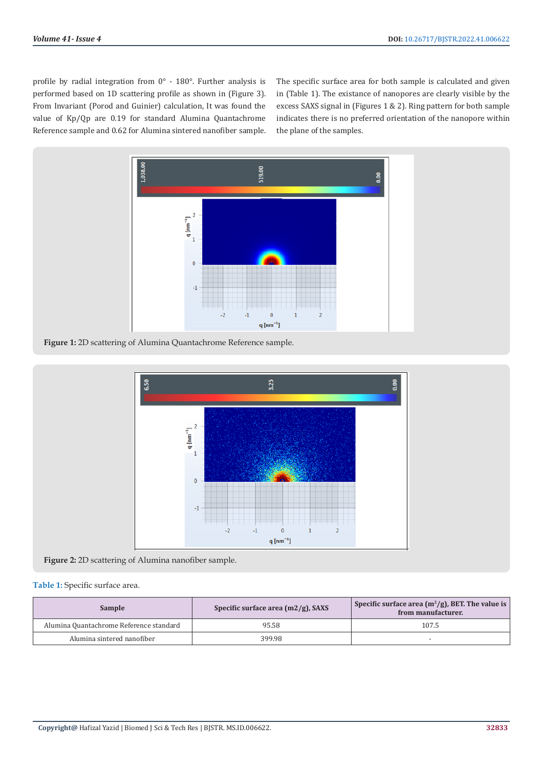profile by radial integration from 0° - 180°. Further analysis is performed based on 1D scattering profile as shown in (Figure 3). From Invariant (Porod and Guinier) calculation, It was found the value of Kp/Qp are 0.19 for standard Alumina Quantachrome Reference sample and 0.62 for Alumina sintered nanofiber sample.

The specific surface area for both sample is calculated and given in (Table 1). The existance of nanopores are clearly visible by the excess SAXS signal in (Figures 1 & 2). Ring pattern for both sample indicates there is no preferred orientation of the nanopore within the plane of the samples.

**Figure 1:** 2D scattering of Alumina Quantachrome Reference sample.

**Figure 2:** 2D scattering of Alumina nanofiber sample.

**Table 1:** Specific surface area.

| Sample | Specific surface area (m2/g), SAXS | Specific surface area ($m^2/g$), BET. The value is from manufacturer. |
|---|---|---|
| Alumina Quantachrome Reference standard | 95.58 | 107.5 |
| Alumina sintered nanofiber | 399.98 | - |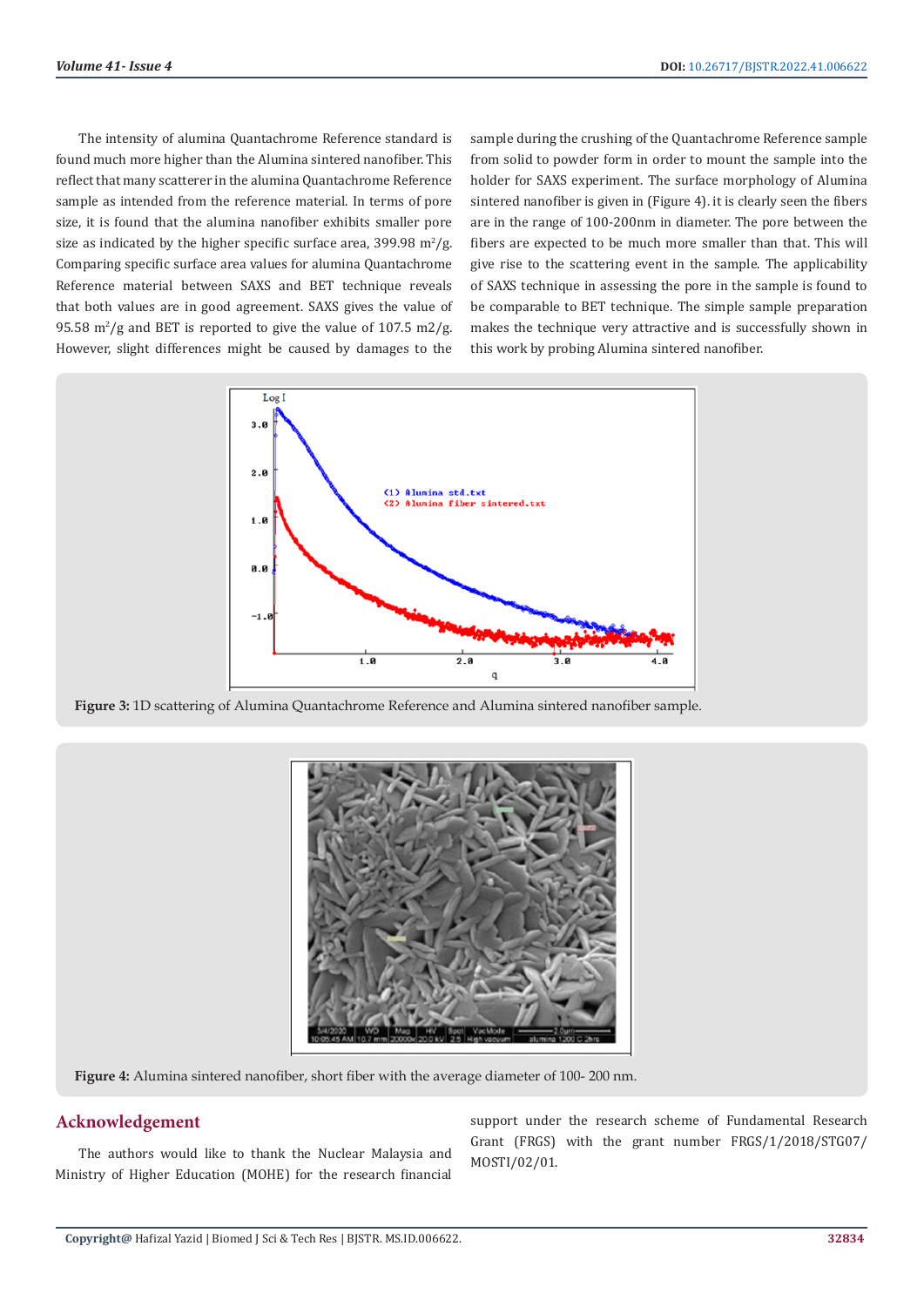The intensity of alumina Quantachrome Reference standard is found much more higher than the Alumina sintered nanofiber. This reflect that many scatterer in the alumina Quantachrome Reference sample as intended from the reference material. In terms of pore size, it is found that the alumina nanofiber exhibits smaller pore size as indicated by the higher specific surface area, 399.98 $m^2/g$. Comparing specific surface area values for alumina Quantachrome Reference material between SAXS and BET technique reveals that both values are in good agreement. SAXS gives the value of 95.58 $m^2/g$ and BET is reported to give the value of 107.5 m2/g. However, slight differences might be caused by damages to the sample during the crushing of the Quantachrome Reference sample from solid to powder form in order to mount the sample into the holder for SAXS experiment. The surface morphology of Alumina sintered nanofiber is given in (Figure 4). it is clearly seen the fibers are in the range of 100-200nm in diameter. The pore between the fibers are expected to be much more smaller than that. This will give rise to the scattering event in the sample. The applicability of SAXS technique in assessing the pore in the sample is found to be comparable to BET technique. The simple sample preparation makes the technique very attractive and is successfully shown in this work by probing Alumina sintered nanofiber.

**Figure 3:** 1D scattering of Alumina Quantachrome Reference and Alumina sintered nanofiber sample.

**Figure 4:** Alumina sintered nanofiber, short fiber with the average diameter of 100- 200 nm.

## Acknowledgement

The authors would like to thank the Nuclear Malaysia and Ministry of Higher Education (MOHE) for the research financial support under the research scheme of Fundamental Research Grant (FRGS) with the grant number FRGS/1/2018/STG07/MOSTI/02/01.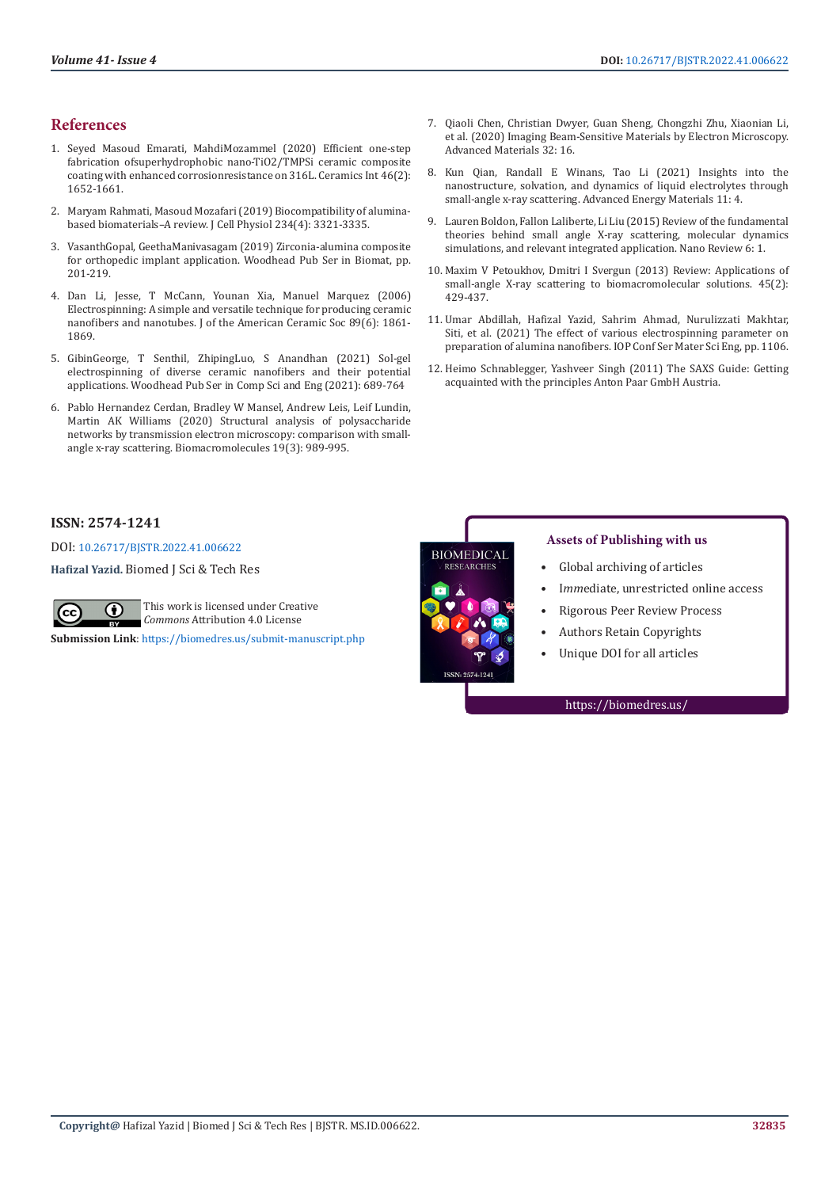## References

1. Seyed Masoud Emarati, MahdiMozammel (2020) Efficient one-step fabrication ofsuperhydrophobic nano-TiO2/TMPSi ceramic composite coating with enhanced corrosionresistance on 316L. Ceramics Int 46(2): 1652-1661.
2. Maryam Rahmati, Masoud Mozafari (2019) Biocompatibility of alumina-based biomaterials–A review. J Cell Physiol 234(4): 3321-3335.
3. VasanthGopal, GeethaManivasagam (2019) Zirconia-alumina composite for orthopedic implant application. Woodhead Pub Ser in Biomat, pp. 201-219.
4. Dan Li, Jesse, T McCann, Younan Xia, Manuel Marquez (2006) Electrospinning: A simple and versatile technique for producing ceramic nanofibers and nanotubes. J of the American Ceramic Soc 89(6): 1861-1869.
5. GibinGeorge, T Senthil, ZhipingLuo, S Anandhan (2021) Sol-gel electrospinning of diverse ceramic nanofibers and their potential applications. Woodhead Pub Ser in Comp Sci and Eng (2021): 689-764
6. Pablo Hernandez Cerdan, Bradley W Mansel, Andrew Leis, Leif Lundin, Martin AK Williams (2020) Structural analysis of polysaccharide networks by transmission electron microscopy: comparison with small-angle x-ray scattering. Biomacromolecules 19(3): 989-995.
7. Qiaoli Chen, Christian Dwyer, Guan Sheng, Chongzhi Zhu, Xiaonian Li, et al. (2020) Imaging Beam-Sensitive Materials by Electron Microscopy. Advanced Materials 32: 16.
8. Kun Qian, Randall E Winans, Tao Li (2021) Insights into the nanostructure, solvation, and dynamics of liquid electrolytes through small-angle x-ray scattering. Advanced Energy Materials 11: 4.
9. Lauren Boldon, Fallon Laliberte, Li Liu (2015) Review of the fundamental theories behind small angle X-ray scattering, molecular dynamics simulations, and relevant integrated application. Nano Review 6: 1.
10. Maxim V Petoukhov, Dmitri I Svergun (2013) Review: Applications of small-angle X-ray scattering to biomacromolecular solutions. 45(2): 429-437.
11. Umar Abdillah, Hafizal Yazid, Sahrim Ahmad, Nurulizzati Makhtar, Siti, et al. (2021) The effect of various electrospinning parameter on preparation of alumina nanofibers. IOP Conf Ser Mater Sci Eng, pp. 1106.
12. Heimo Schnablegger, Yashveer Singh (2011) The SAXS Guide: Getting acquainted with the principles Anton Paar GmbH Austria.

**ISSN: 2574-1241**

DOI: 10.26717/BJSTR.2022.41.006622

**Hafizal Yazid.** Biomed J Sci & Tech Res

This work is licensed under Creative *Commons* Attribution 4.0 License

**Submission Link**: https://biomedres.us/submit-manuscript.php

**Assets of Publishing with us**

- Global archiving of articles
- Immediate, unrestricted online access
- Rigorous Peer Review Process
- Authors Retain Copyrights
- Unique DOI for all articles

https://biomedres.us/